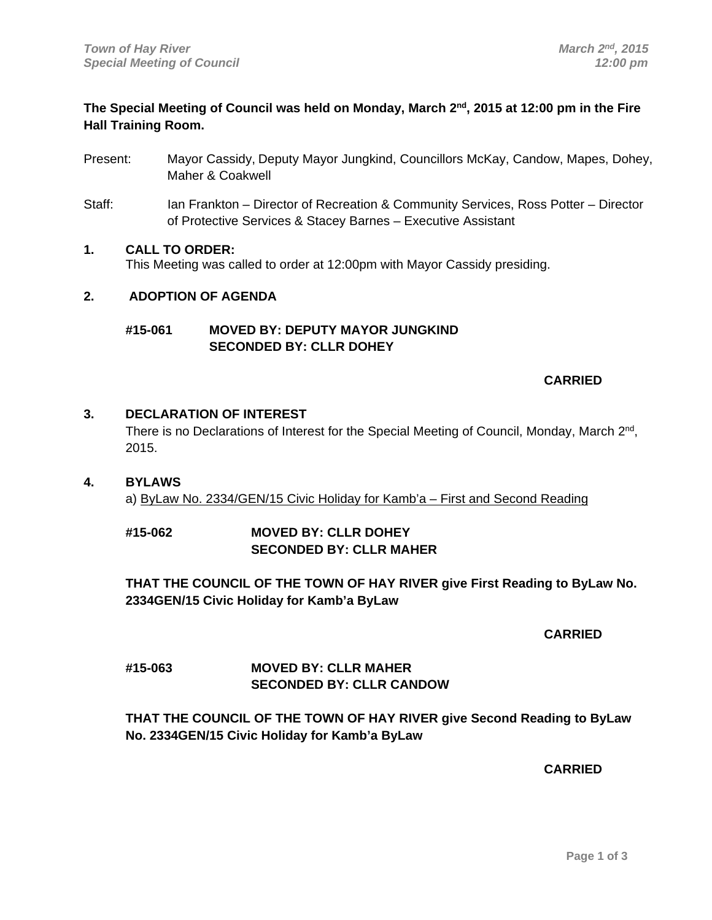**The Special Meeting of Council was held on Monday, March 2nd, 2015 at 12:00 pm in the Fire Hall Training Room.**

Present: Mayor Cassidy, Deputy Mayor Jungkind, Councillors McKay, Candow, Mapes, Dohey, Maher & Coakwell

Staff: Ian Frankton – Director of Recreation & Community Services, Ross Potter – Director of Protective Services & Stacey Barnes – Executive Assistant

## 1. CALL TO ORDER:

This Meeting was called to order at 12:00pm with Mayor Cassidy presiding.

## 2. ADOPTION OF AGENDA

**#15-061 MOVED BY: DEPUTY MAYOR JUNGKIND**
**SECONDED BY: CLLR DOHEY**

**CARRIED**

## 3. DECLARATION OF INTEREST

There is no Declarations of Interest for the Special Meeting of Council, Monday, March 2nd, 2015.

## 4. BYLAWS

a) ByLaw No. 2334/GEN/15 Civic Holiday for Kamb'a – First and Second Reading

**#15-062 MOVED BY: CLLR DOHEY**
**SECONDED BY: CLLR MAHER**

**THAT THE COUNCIL OF THE TOWN OF HAY RIVER give First Reading to ByLaw No. 2334GEN/15 Civic Holiday for Kamb'a ByLaw**

**CARRIED**

**#15-063 MOVED BY: CLLR MAHER**
**SECONDED BY: CLLR CANDOW**

**THAT THE COUNCIL OF THE TOWN OF HAY RIVER give Second Reading to ByLaw No. 2334GEN/15 Civic Holiday for Kamb'a ByLaw**

**CARRIED**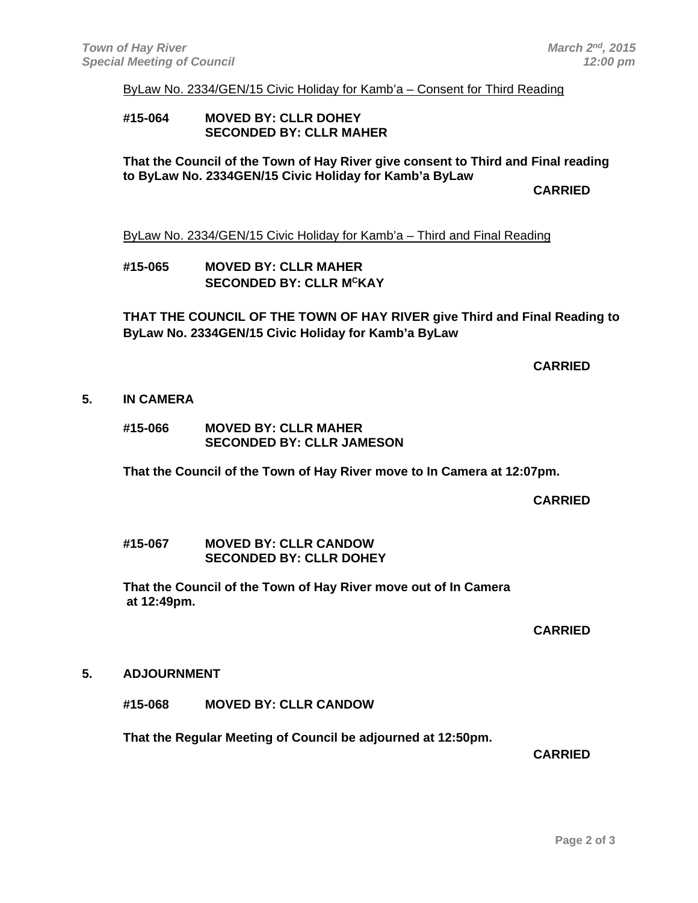ByLaw No. 2334/GEN/15 Civic Holiday for Kamb'a – Consent for Third Reading

**#15-064 MOVED BY: CLLR DOHEY**
**SECONDED BY: CLLR MAHER**

**That the Council of the Town of Hay River give consent to Third and Final reading to ByLaw No. 2334GEN/15 Civic Holiday for Kamb'a ByLaw**

**CARRIED**

ByLaw No. 2334/GEN/15 Civic Holiday for Kamb'a – Third and Final Reading

**#15-065 MOVED BY: CLLR MAHER**
**SECONDED BY: CLLR McKAY**

**THAT THE COUNCIL OF THE TOWN OF HAY RIVER give Third and Final Reading to ByLaw No. 2334GEN/15 Civic Holiday for Kamb'a ByLaw**

**CARRIED**

## 5. IN CAMERA

**#15-066 MOVED BY: CLLR MAHER**
**SECONDED BY: CLLR JAMESON**

**That the Council of the Town of Hay River move to In Camera at 12:07pm.**

**CARRIED**

**#15-067 MOVED BY: CLLR CANDOW**
**SECONDED BY: CLLR DOHEY**

**That the Council of the Town of Hay River move out of In Camera at 12:49pm.**

**CARRIED**

## 5. ADJOURNMENT

**#15-068 MOVED BY: CLLR CANDOW**

**That the Regular Meeting of Council be adjourned at 12:50pm.**

**CARRIED**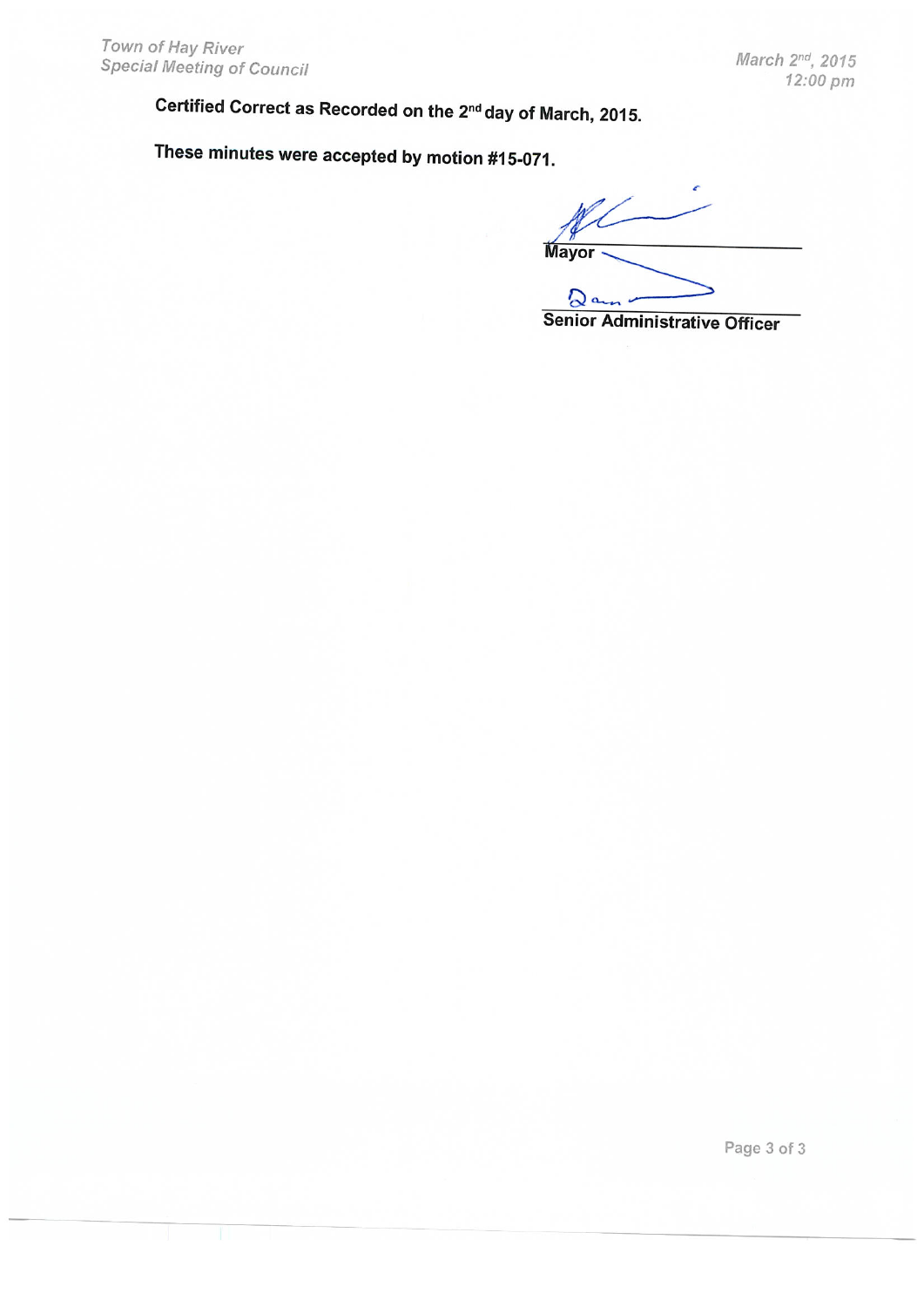**Certified Correct as Recorded on the 2nd day of March, 2015.**

**These minutes were accepted by motion #15-071.**

**Mayor**

**Senior Administrative Officer**